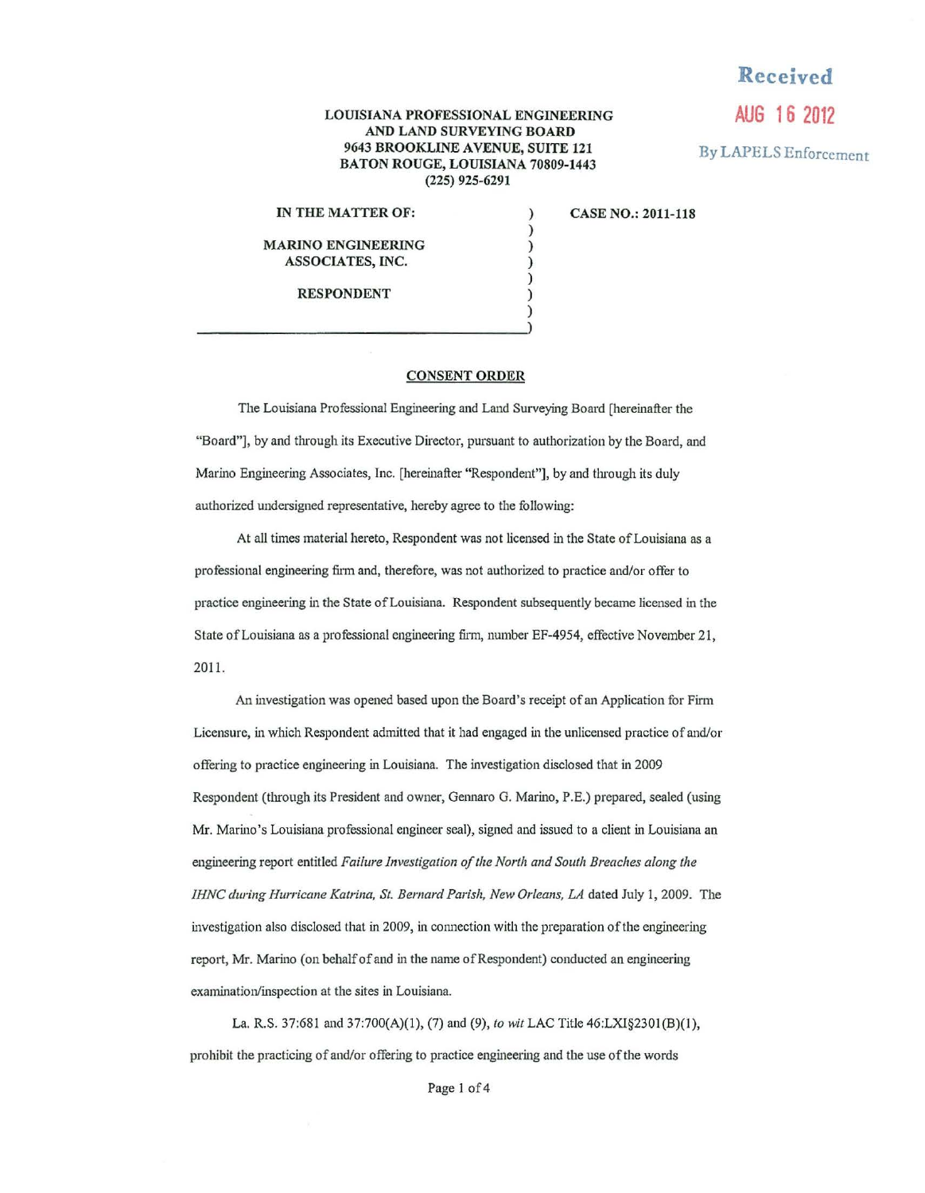Received

AUG 16 2012

By LAPELS Enforcement

**LOUISIANA PROFESSIONAL ENGINEERING AND LAND SURVEYING BOARD**
**9643 BROOKLINE AVENUE, SUITE 121**
**BATON ROUGE, LOUISIANA 70809-1443**
**(225) 925-6291**

| | | |
|---|---|---|
| **IN THE MATTER OF:** | ) | **CASE NO.: 2011-118** |
| | ) | |
| **MARINO ENGINEERING ASSOCIATES, INC.** | ) | |
| | ) | |
| **RESPONDENT** | ) | |
| | ) | |

## CONSENT ORDER

The Louisiana Professional Engineering and Land Surveying Board [hereinafter the "Board"], by and through its Executive Director, pursuant to authorization by the Board, and Marino Engineering Associates, Inc. [hereinafter "Respondent"], by and through its duly authorized undersigned representative, hereby agree to the following:

At all times material hereto, Respondent was not licensed in the State of Louisiana as a professional engineering firm and, therefore, was not authorized to practice and/or offer to practice engineering in the State of Louisiana. Respondent subsequently became licensed in the State of Louisiana as a professional engineering firm, number EF-4954, effective November 21, 2011.

An investigation was opened based upon the Board's receipt of an Application for Firm Licensure, in which Respondent admitted that it had engaged in the unlicensed practice of and/or offering to practice engineering in Louisiana. The investigation disclosed that in 2009 Respondent (through its President and owner, Gennaro G. Marino, P.E.) prepared, sealed (using Mr. Marino's Louisiana professional engineer seal), signed and issued to a client in Louisiana an engineering report entitled *Failure Investigation of the North and South Breaches along the IHNC during Hurricane Katrina, St. Bernard Parish, New Orleans, LA* dated July 1, 2009. The investigation also disclosed that in 2009, in connection with the preparation of the engineering report, Mr. Marino (on behalf of and in the name of Respondent) conducted an engineering examination/inspection at the sites in Louisiana.

La. R.S. 37:681 and 37:700(A)(1), (7) and (9), *to wit* LAC Title 46:LXI§2301(B)(1), prohibit the practicing of and/or offering to practice engineering and the use of the words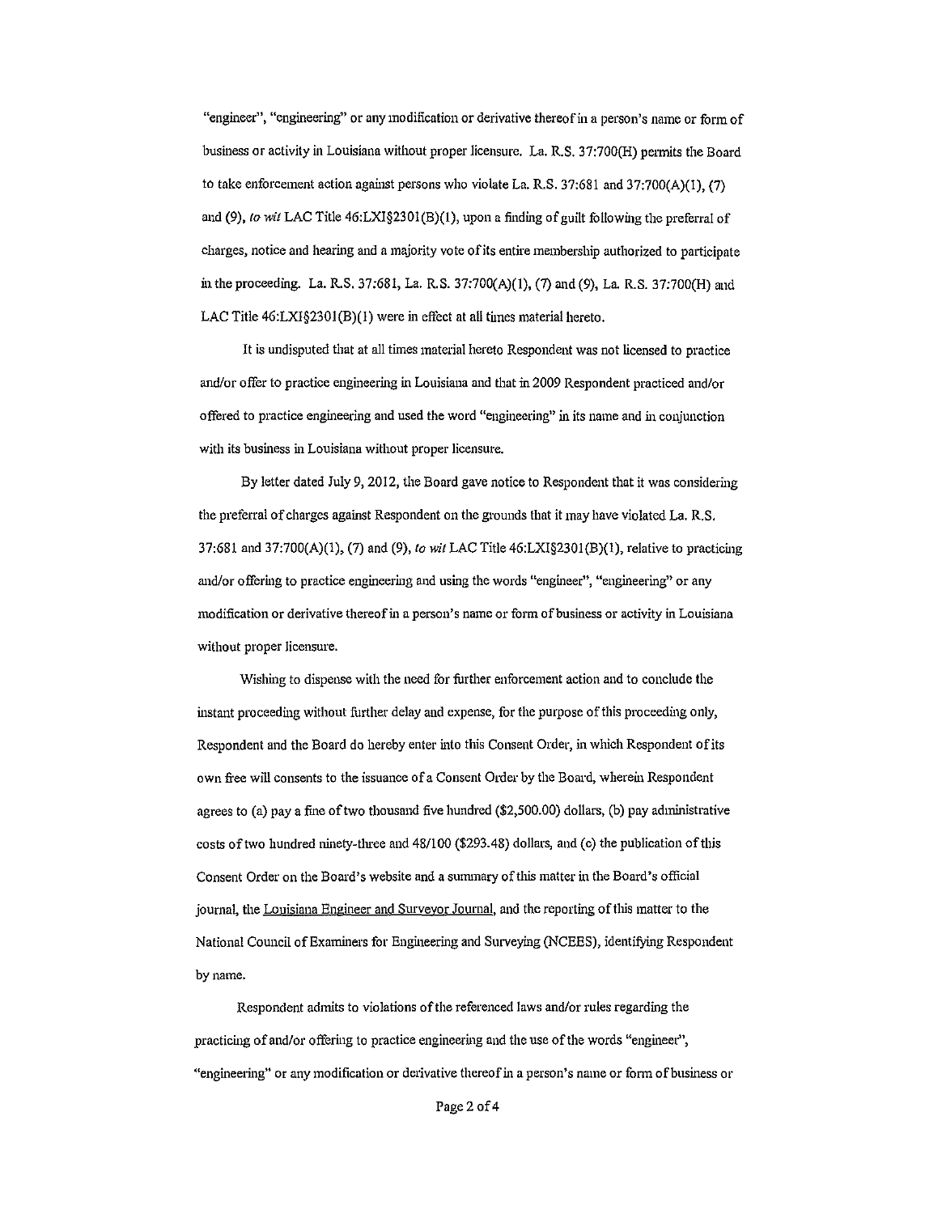"engineer", "engineering" or any modification or derivative thereof in a person's name or form of business or activity in Louisiana without proper licensure. La. R.S. 37:700(H) permits the Board to take enforcement action against persons who violate La. R.S. 37:681 and 37:700(A)(1), (7) and (9), *to wit* LAC Title 46:LXI§2301(B)(1), upon a finding of guilt following the preferral of charges, notice and hearing and a majority vote of its entire membership authorized to participate in the proceeding. La. R.S. 37:681, La. R.S. 37:700(A)(1), (7) and (9), La. R.S. 37:700(H) and LAC Title 46:LXI§2301(B)(1) were in effect at all times material hereto.

It is undisputed that at all times material hereto Respondent was not licensed to practice and/or offer to practice engineering in Louisiana and that in 2009 Respondent practiced and/or offered to practice engineering and used the word "engineering" in its name and in conjunction with its business in Louisiana without proper licensure.

By letter dated July 9, 2012, the Board gave notice to Respondent that it was considering the preferral of charges against Respondent on the grounds that it may have violated La. R.S. 37:681 and 37:700(A)(1), (7) and (9), *to wit* LAC Title 46:LXI§2301(B)(1), relative to practicing and/or offering to practice engineering and using the words "engineer", "engineering" or any modification or derivative thereof in a person's name or form of business or activity in Louisiana without proper licensure.

Wishing to dispense with the need for further enforcement action and to conclude the instant proceeding without further delay and expense, for the purpose of this proceeding only, Respondent and the Board do hereby enter into this Consent Order, in which Respondent of its own free will consents to the issuance of a Consent Order by the Board, wherein Respondent agrees to (a) pay a fine of two thousand five hundred ($2,500.00) dollars, (b) pay administrative costs of two hundred ninety-three and 48/100 ($293.48) dollars, and (c) the publication of this Consent Order on the Board's website and a summary of this matter in the Board's official journal, the Louisiana Engineer and Surveyor Journal, and the reporting of this matter to the National Council of Examiners for Engineering and Surveying (NCEES), identifying Respondent by name.

Respondent admits to violations of the referenced laws and/or rules regarding the practicing of and/or offering to practice engineering and the use of the words "engineer", "engineering" or any modification or derivative thereof in a person's name or form of business or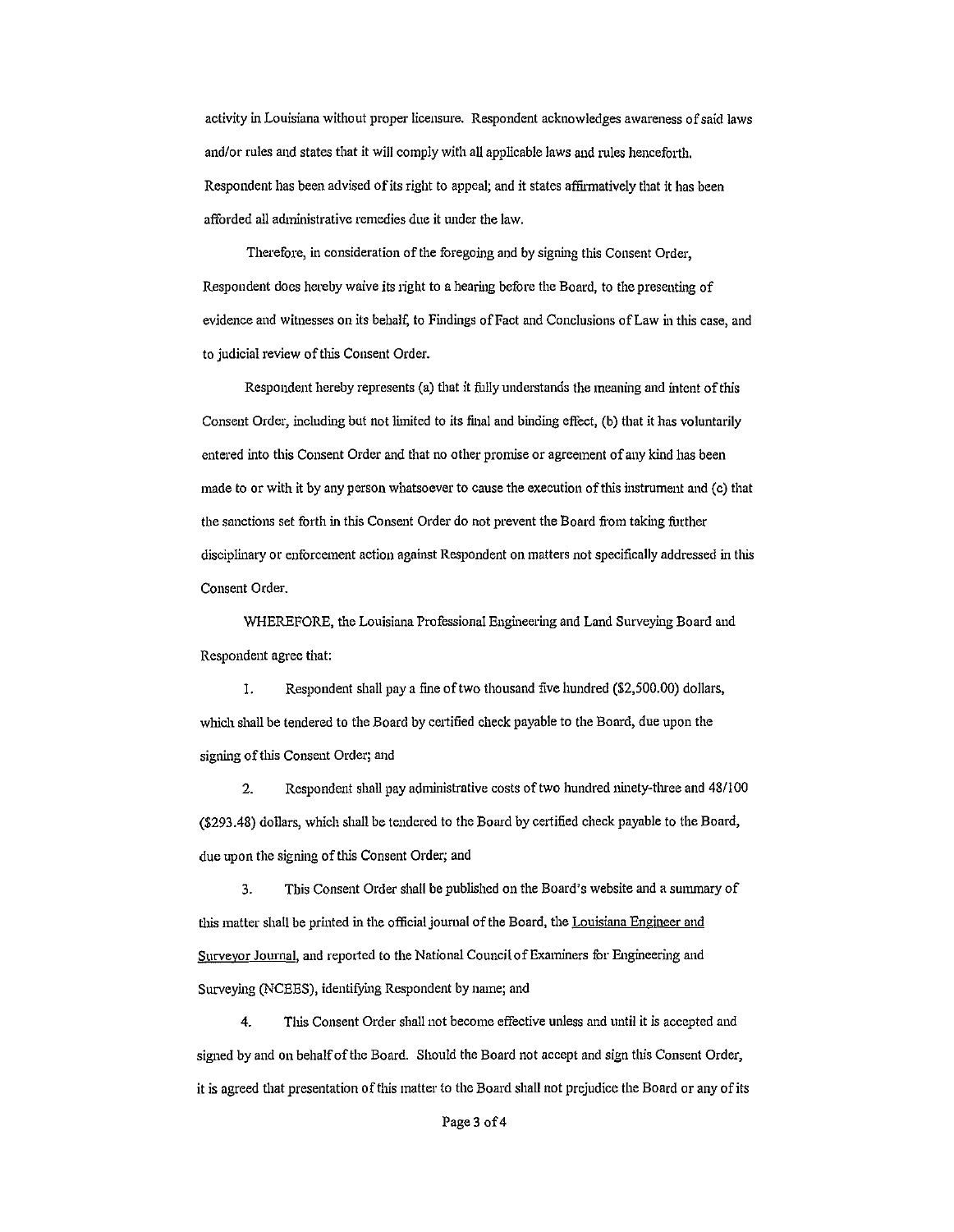activity in Louisiana without proper licensure. Respondent acknowledges awareness of said laws and/or rules and states that it will comply with all applicable laws and rules henceforth. Respondent has been advised of its right to appeal; and it states affirmatively that it has been afforded all administrative remedies due it under the law.

Therefore, in consideration of the foregoing and by signing this Consent Order, Respondent does hereby waive its right to a hearing before the Board, to the presenting of evidence and witnesses on its behalf, to Findings of Fact and Conclusions of Law in this case, and to judicial review of this Consent Order.

Respondent hereby represents (a) that it fully understands the meaning and intent of this Consent Order, including but not limited to its final and binding effect, (b) that it has voluntarily entered into this Consent Order and that no other promise or agreement of any kind has been made to or with it by any person whatsoever to cause the execution of this instrument and (c) that the sanctions set forth in this Consent Order do not prevent the Board from taking further disciplinary or enforcement action against Respondent on matters not specifically addressed in this Consent Order.

WHEREFORE, the Louisiana Professional Engineering and Land Surveying Board and Respondent agree that:

1. Respondent shall pay a fine of two thousand five hundred ($2,500.00) dollars, which shall be tendered to the Board by certified check payable to the Board, due upon the signing of this Consent Order; and

2. Respondent shall pay administrative costs of two hundred ninety-three and 48/100 ($293.48) dollars, which shall be tendered to the Board by certified check payable to the Board, due upon the signing of this Consent Order; and

3. This Consent Order shall be published on the Board's website and a summary of this matter shall be printed in the official journal of the Board, the Louisiana Engineer and Surveyor Journal, and reported to the National Council of Examiners for Engineering and Surveying (NCEES), identifying Respondent by name; and

4. This Consent Order shall not become effective unless and until it is accepted and signed by and on behalf of the Board. Should the Board not accept and sign this Consent Order, it is agreed that presentation of this matter to the Board shall not prejudice the Board or any of its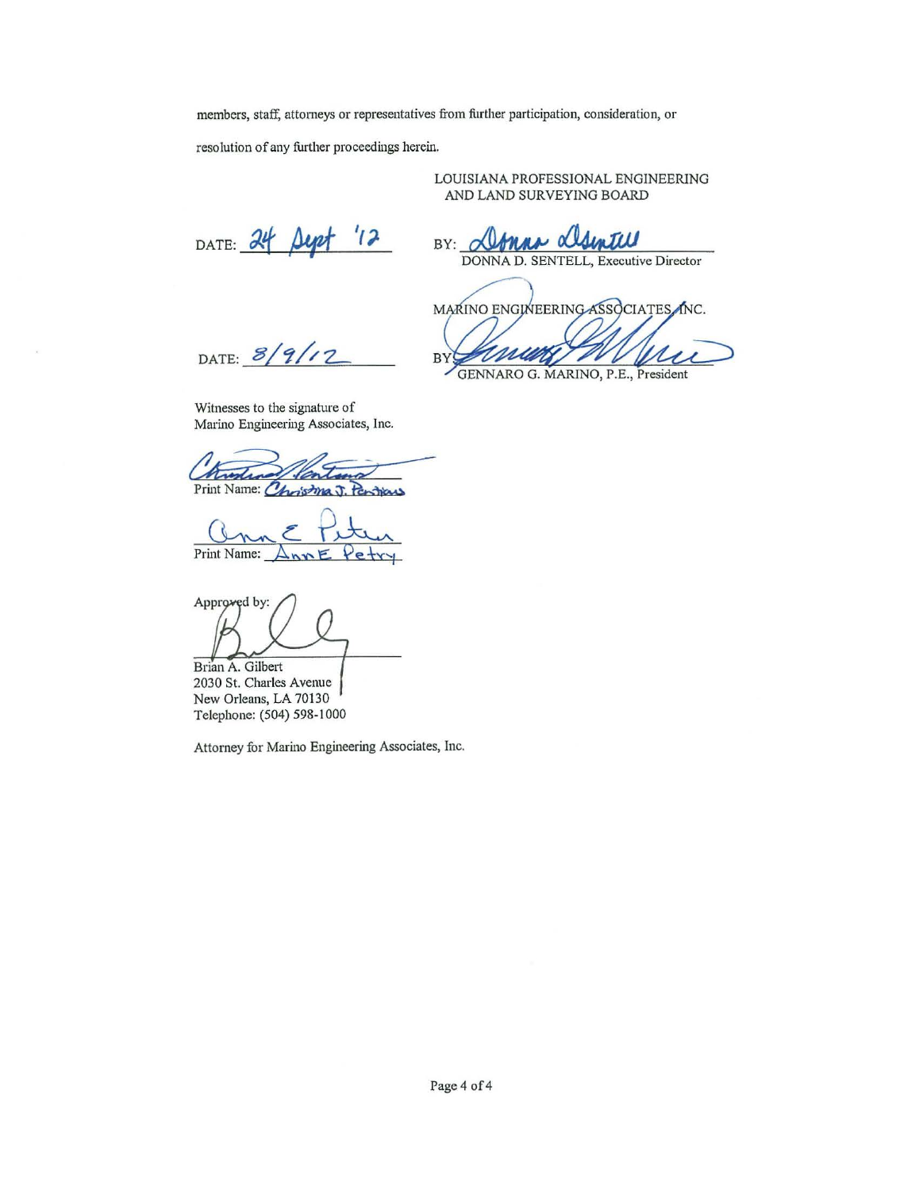members, staff, attorneys or representatives from further participation, consideration, or resolution of any further proceedings herein.

LOUISIANA PROFESSIONAL ENGINEERING AND LAND SURVEYING BOARD

DATE: 24 Sept '12

BY: Donna D. Sentell
DONNA D. SENTELL, Executive Director

MARINO ENGINEERING ASSOCIATES, INC.

DATE: 8/9/12

BY: Gennaro G. Marino
GENNARO G. MARINO, P.E., President

Witnesses to the signature of Marino Engineering Associates, Inc.

Christina J. Pentonas
Print Name: Christina J. Pentonas

Anne E. Petry
Print Name: Anne E. Petry

Approved by:

Brian A. Gilbert
2030 St. Charles Avenue
New Orleans, LA 70130
Telephone: (504) 598-1000

Attorney for Marino Engineering Associates, Inc.